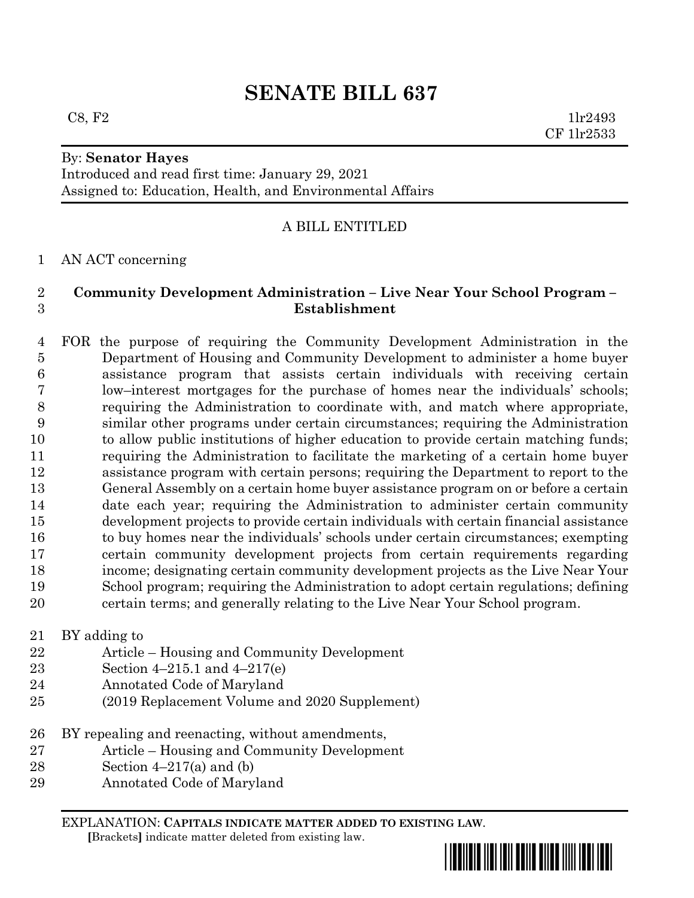# SENATE BILL 637

C8, F2 1lr2493
CF 1lr2533

By: **Senator Hayes**
Introduced and read first time: January 29, 2021
Assigned to: Education, Health, and Environmental Affairs

A BILL ENTITLED

AN ACT concerning

**Community Development Administration – Live Near Your School Program – Establishment**

FOR the purpose of requiring the Community Development Administration in the Department of Housing and Community Development to administer a home buyer assistance program that assists certain individuals with receiving certain low–interest mortgages for the purchase of homes near the individuals' schools; requiring the Administration to coordinate with, and match where appropriate, similar other programs under certain circumstances; requiring the Administration to allow public institutions of higher education to provide certain matching funds; requiring the Administration to facilitate the marketing of a certain home buyer assistance program with certain persons; requiring the Department to report to the General Assembly on a certain home buyer assistance program on or before a certain date each year; requiring the Administration to administer certain community development projects to provide certain individuals with certain financial assistance to buy homes near the individuals' schools under certain circumstances; exempting certain community development projects from certain requirements regarding income; designating certain community development projects as the Live Near Your School program; requiring the Administration to adopt certain regulations; defining certain terms; and generally relating to the Live Near Your School program.

BY adding to
Article – Housing and Community Development
Section 4–215.1 and 4–217(e)
Annotated Code of Maryland
(2019 Replacement Volume and 2020 Supplement)

BY repealing and reenacting, without amendments,
Article – Housing and Community Development
Section 4–217(a) and (b)
Annotated Code of Maryland

EXPLANATION: **CAPITALS INDICATE MATTER ADDED TO EXISTING LAW.**
**[**Brackets**]** indicate matter deleted from existing law.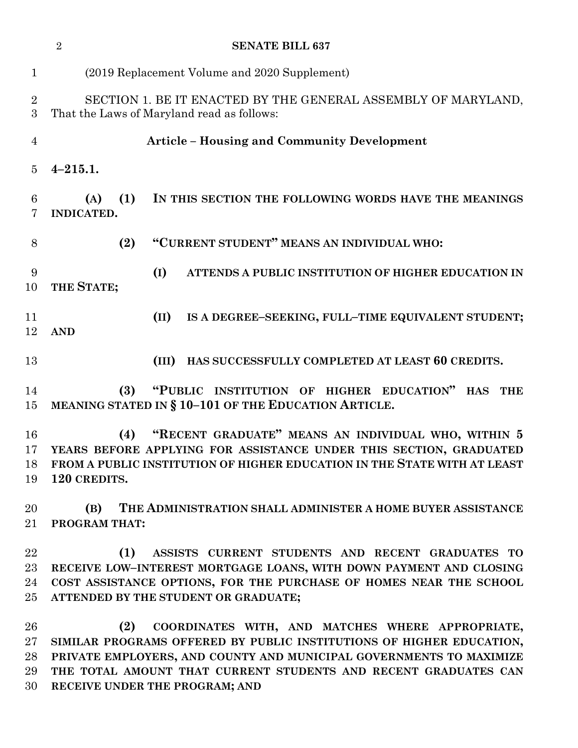(2019 Replacement Volume and 2020 Supplement)

SECTION 1. BE IT ENACTED BY THE GENERAL ASSEMBLY OF MARYLAND, That the Laws of Maryland read as follows:

**Article – Housing and Community Development**

**4–215.1.**

**(A) (1) IN THIS SECTION THE FOLLOWING WORDS HAVE THE MEANINGS INDICATED.**

**(2) "CURRENT STUDENT" MEANS AN INDIVIDUAL WHO:**

**(I) ATTENDS A PUBLIC INSTITUTION OF HIGHER EDUCATION IN THE STATE;**

**(II) IS A DEGREE–SEEKING, FULL–TIME EQUIVALENT STUDENT; AND**

**(III) HAS SUCCESSFULLY COMPLETED AT LEAST 60 CREDITS.**

**(3) "PUBLIC INSTITUTION OF HIGHER EDUCATION" HAS THE MEANING STATED IN § 10–101 OF THE EDUCATION ARTICLE.**

**(4) "RECENT GRADUATE" MEANS AN INDIVIDUAL WHO, WITHIN 5 YEARS BEFORE APPLYING FOR ASSISTANCE UNDER THIS SECTION, GRADUATED FROM A PUBLIC INSTITUTION OF HIGHER EDUCATION IN THE STATE WITH AT LEAST 120 CREDITS.**

**(B) THE ADMINISTRATION SHALL ADMINISTER A HOME BUYER ASSISTANCE PROGRAM THAT:**

**(1) ASSISTS CURRENT STUDENTS AND RECENT GRADUATES TO RECEIVE LOW–INTEREST MORTGAGE LOANS, WITH DOWN PAYMENT AND CLOSING COST ASSISTANCE OPTIONS, FOR THE PURCHASE OF HOMES NEAR THE SCHOOL ATTENDED BY THE STUDENT OR GRADUATE;**

**(2) COORDINATES WITH, AND MATCHES WHERE APPROPRIATE, SIMILAR PROGRAMS OFFERED BY PUBLIC INSTITUTIONS OF HIGHER EDUCATION, PRIVATE EMPLOYERS, AND COUNTY AND MUNICIPAL GOVERNMENTS TO MAXIMIZE THE TOTAL AMOUNT THAT CURRENT STUDENTS AND RECENT GRADUATES CAN RECEIVE UNDER THE PROGRAM; AND**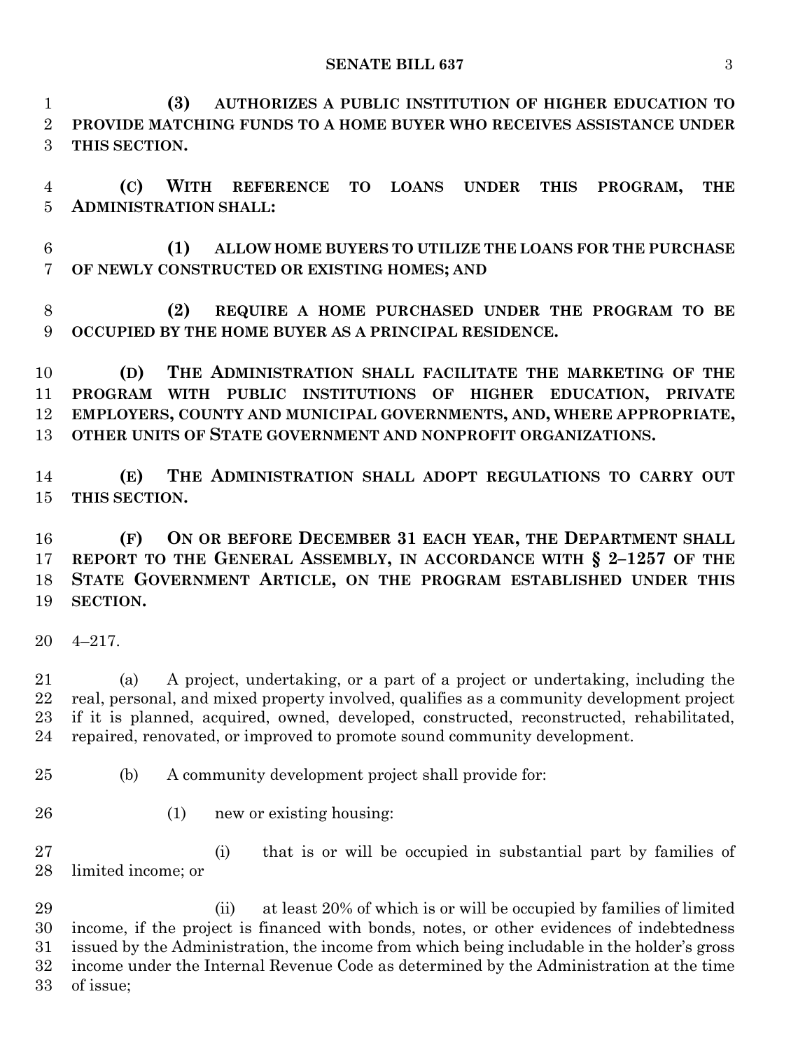**(3) AUTHORIZES A PUBLIC INSTITUTION OF HIGHER EDUCATION TO PROVIDE MATCHING FUNDS TO A HOME BUYER WHO RECEIVES ASSISTANCE UNDER THIS SECTION.**

**(C) WITH REFERENCE TO LOANS UNDER THIS PROGRAM, THE ADMINISTRATION SHALL:**

**(1) ALLOW HOME BUYERS TO UTILIZE THE LOANS FOR THE PURCHASE OF NEWLY CONSTRUCTED OR EXISTING HOMES; AND**

**(2) REQUIRE A HOME PURCHASED UNDER THE PROGRAM TO BE OCCUPIED BY THE HOME BUYER AS A PRINCIPAL RESIDENCE.**

**(D) THE ADMINISTRATION SHALL FACILITATE THE MARKETING OF THE PROGRAM WITH PUBLIC INSTITUTIONS OF HIGHER EDUCATION, PRIVATE EMPLOYERS, COUNTY AND MUNICIPAL GOVERNMENTS, AND, WHERE APPROPRIATE, OTHER UNITS OF STATE GOVERNMENT AND NONPROFIT ORGANIZATIONS.**

**(E) THE ADMINISTRATION SHALL ADOPT REGULATIONS TO CARRY OUT THIS SECTION.**

**(F) ON OR BEFORE DECEMBER 31 EACH YEAR, THE DEPARTMENT SHALL REPORT TO THE GENERAL ASSEMBLY, IN ACCORDANCE WITH § 2–1257 OF THE STATE GOVERNMENT ARTICLE, ON THE PROGRAM ESTABLISHED UNDER THIS SECTION.**

4–217.

(a) A project, undertaking, or a part of a project or undertaking, including the real, personal, and mixed property involved, qualifies as a community development project if it is planned, acquired, owned, developed, constructed, reconstructed, rehabilitated, repaired, renovated, or improved to promote sound community development.

(b) A community development project shall provide for:

(1) new or existing housing:

(i) that is or will be occupied in substantial part by families of limited income; or

(ii) at least 20% of which is or will be occupied by families of limited income, if the project is financed with bonds, notes, or other evidences of indebtedness issued by the Administration, the income from which being includable in the holder's gross income under the Internal Revenue Code as determined by the Administration at the time of issue;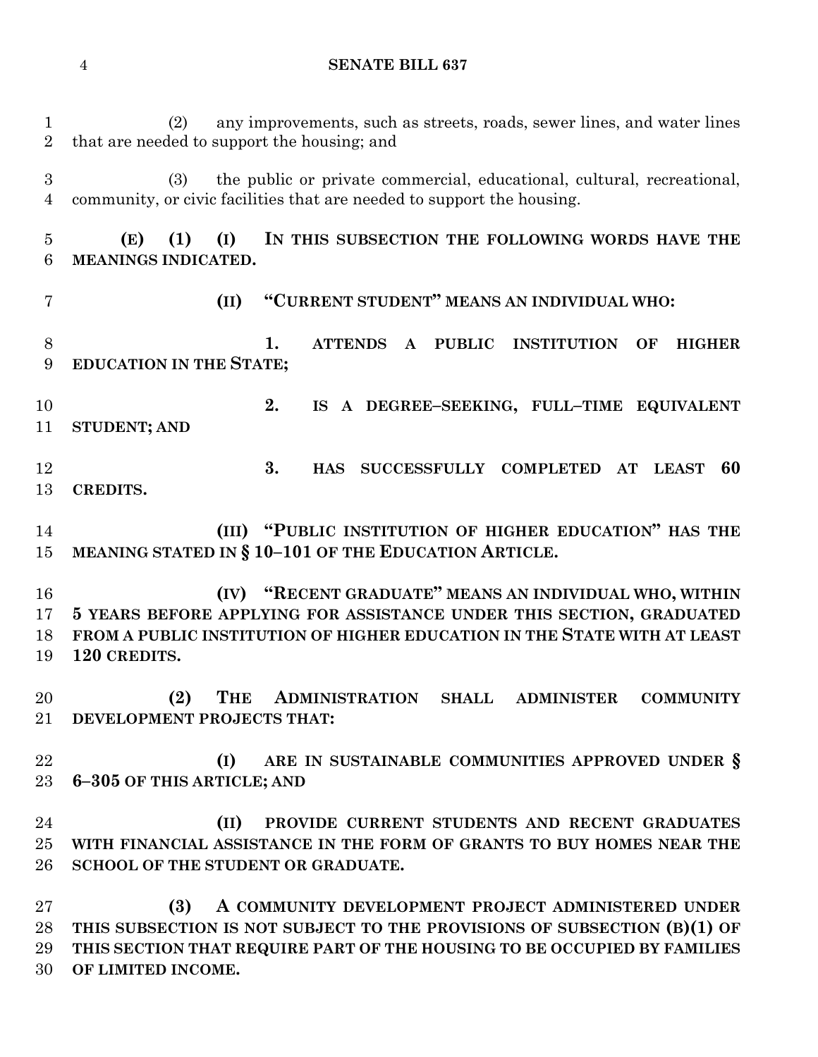(2) any improvements, such as streets, roads, sewer lines, and water lines that are needed to support the housing; and

(3) the public or private commercial, educational, cultural, recreational, community, or civic facilities that are needed to support the housing.

**(E) (1) (I) IN THIS SUBSECTION THE FOLLOWING WORDS HAVE THE MEANINGS INDICATED.**

**(II) "CURRENT STUDENT" MEANS AN INDIVIDUAL WHO:**

**1. ATTENDS A PUBLIC INSTITUTION OF HIGHER EDUCATION IN THE STATE;**

**2. IS A DEGREE–SEEKING, FULL–TIME EQUIVALENT STUDENT; AND**

**3. HAS SUCCESSFULLY COMPLETED AT LEAST 60 CREDITS.**

**(III) "PUBLIC INSTITUTION OF HIGHER EDUCATION" HAS THE MEANING STATED IN § 10–101 OF THE EDUCATION ARTICLE.**

**(IV) "RECENT GRADUATE" MEANS AN INDIVIDUAL WHO, WITHIN 5 YEARS BEFORE APPLYING FOR ASSISTANCE UNDER THIS SECTION, GRADUATED FROM A PUBLIC INSTITUTION OF HIGHER EDUCATION IN THE STATE WITH AT LEAST 120 CREDITS.**

**(2) THE ADMINISTRATION SHALL ADMINISTER COMMUNITY DEVELOPMENT PROJECTS THAT:**

**(I) ARE IN SUSTAINABLE COMMUNITIES APPROVED UNDER § 6–305 OF THIS ARTICLE; AND**

**(II) PROVIDE CURRENT STUDENTS AND RECENT GRADUATES WITH FINANCIAL ASSISTANCE IN THE FORM OF GRANTS TO BUY HOMES NEAR THE SCHOOL OF THE STUDENT OR GRADUATE.**

**(3) A COMMUNITY DEVELOPMENT PROJECT ADMINISTERED UNDER THIS SUBSECTION IS NOT SUBJECT TO THE PROVISIONS OF SUBSECTION (B)(1) OF THIS SECTION THAT REQUIRE PART OF THE HOUSING TO BE OCCUPIED BY FAMILIES OF LIMITED INCOME.**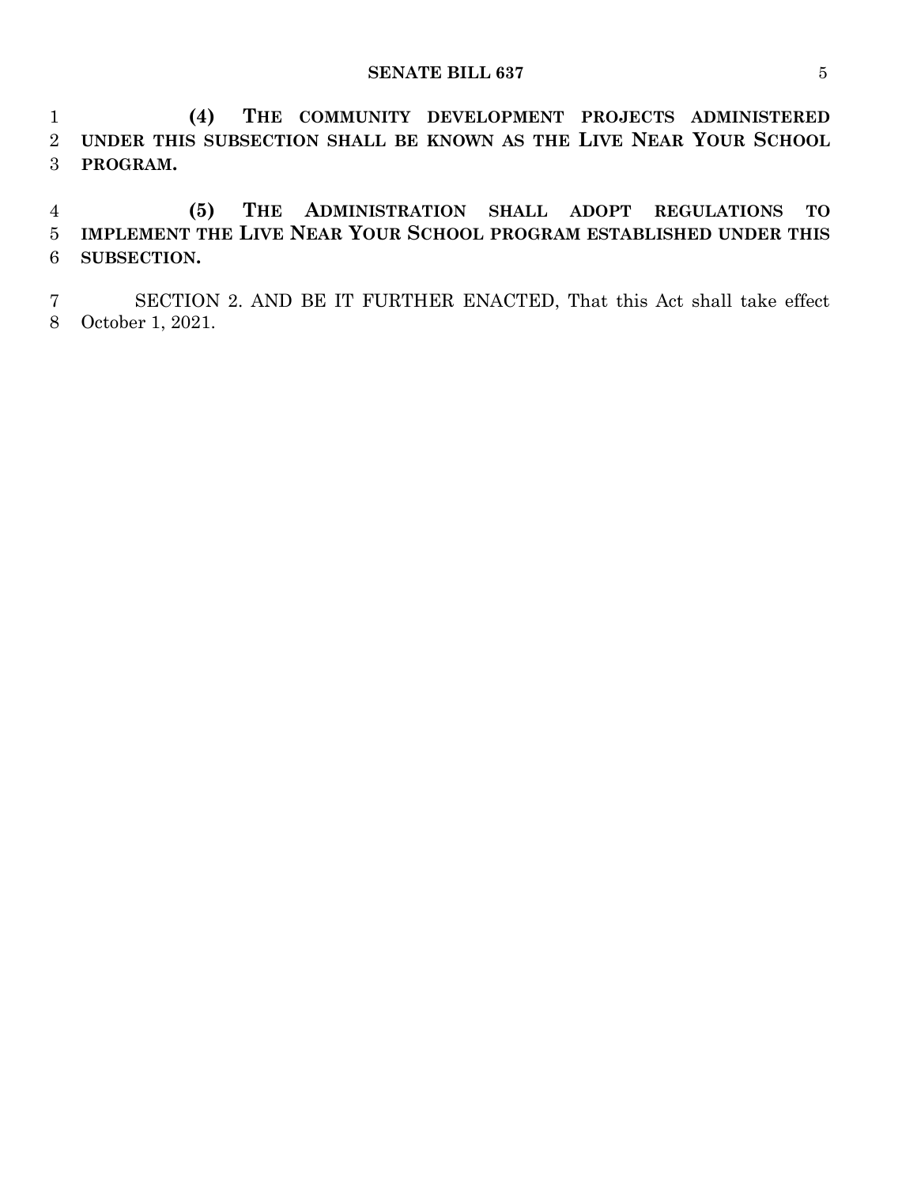**(4) THE COMMUNITY DEVELOPMENT PROJECTS ADMINISTERED UNDER THIS SUBSECTION SHALL BE KNOWN AS THE LIVE NEAR YOUR SCHOOL PROGRAM.**

**(5) THE ADMINISTRATION SHALL ADOPT REGULATIONS TO IMPLEMENT THE LIVE NEAR YOUR SCHOOL PROGRAM ESTABLISHED UNDER THIS SUBSECTION.**

SECTION 2. AND BE IT FURTHER ENACTED, That this Act shall take effect October 1, 2021.